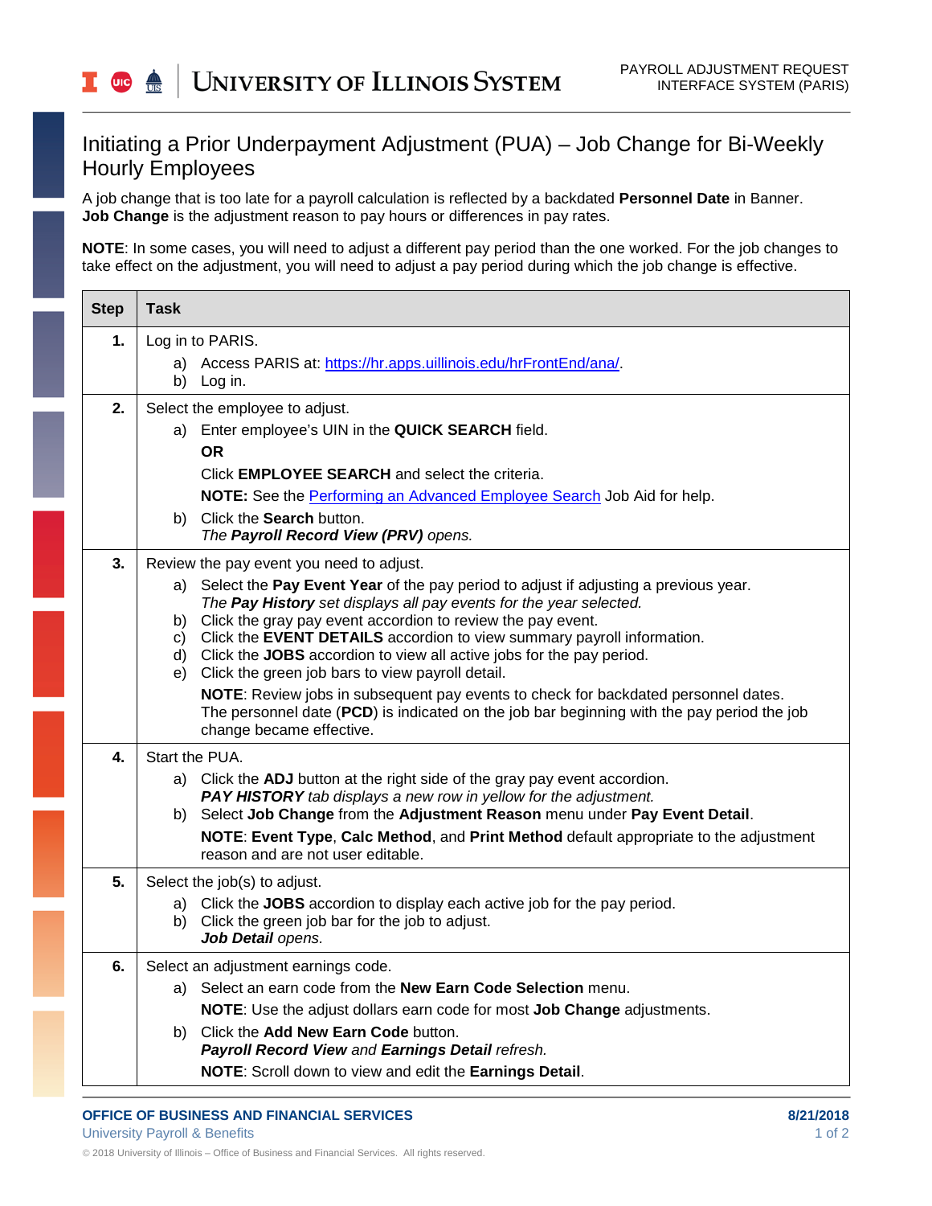# Initiating a Prior Underpayment Adjustment (PUA) – Job Change for Bi-Weekly Hourly Employees

A job change that is too late for a payroll calculation is reflected by a backdated **Personnel Date** in Banner. **Job Change** is the adjustment reason to pay hours or differences in pay rates.

**NOTE**: In some cases, you will need to adjust a different pay period than the one worked. For the job changes to take effect on the adjustment, you will need to adjust a pay period during which the job change is effective.

| Step | Task |
|---|---|
| **1.** | Log in to PARIS.<br>a) Access PARIS at: [https://hr.apps.uillinois.edu/hrFrontEnd/ana/](https://hr.apps.uillinois.edu/hrFrontEnd/ana/).<br>b) Log in. |
| **2.** | Select the employee to adjust.<br>a) Enter employee's UIN in the **QUICK SEARCH** field.<br>**OR**<br>Click **EMPLOYEE SEARCH** and select the criteria.<br>**NOTE:** See the Performing an Advanced Employee Search Job Aid for help.<br>b) Click the **Search** button.<br>*The **Payroll Record View (PRV)** opens.* |
| **3.** | Review the pay event you need to adjust.<br>a) Select the **Pay Event Year** of the pay period to adjust if adjusting a previous year.<br>*The **Pay History** set displays all pay events for the year selected.*<br>b) Click the gray pay event accordion to review the pay event.<br>c) Click the **EVENT DETAILS** accordion to view summary payroll information.<br>d) Click the **JOBS** accordion to view all active jobs for the pay period.<br>e) Click the green job bars to view payroll detail.<br>**NOTE**: Review jobs in subsequent pay events to check for backdated personnel dates. The personnel date (**PCD**) is indicated on the job bar beginning with the pay period the job change became effective. |
| **4.** | Start the PUA.<br>a) Click the **ADJ** button at the right side of the gray pay event accordion.<br>***PAY HISTORY** tab displays a new row in yellow for the adjustment.*<br>b) Select **Job Change** from the **Adjustment Reason** menu under **Pay Event Detail**.<br>**NOTE**: **Event Type**, **Calc Method**, and **Print Method** default appropriate to the adjustment reason and are not user editable. |
| **5.** | Select the job(s) to adjust.<br>a) Click the **JOBS** accordion to display each active job for the pay period.<br>b) Click the green job bar for the job to adjust.<br>***Job Detail** opens.* |
| **6.** | Select an adjustment earnings code.<br>a) Select an earn code from the **New Earn Code Selection** menu.<br>**NOTE**: Use the adjust dollars earn code for most **Job Change** adjustments.<br>b) Click the **Add New Earn Code** button.<br>***Payroll Record View** and **Earnings Detail** refresh.*<br>**NOTE**: Scroll down to view and edit the **Earnings Detail**. |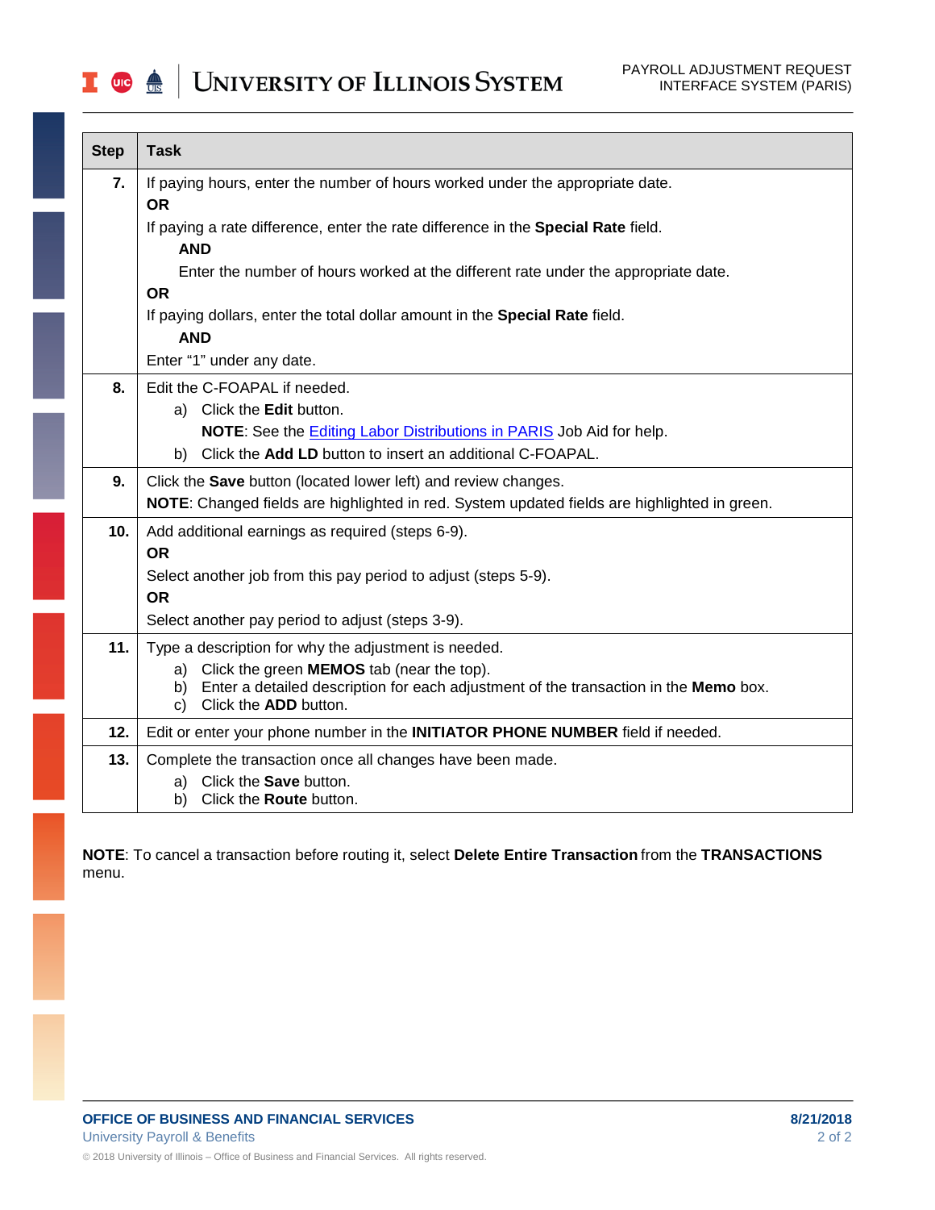| Step | Task |
|---|---|
| **7.** | If paying hours, enter the number of hours worked under the appropriate date.<br>**OR**<br>If paying a rate difference, enter the rate difference in the **Special Rate** field.<br>**AND**<br>Enter the number of hours worked at the different rate under the appropriate date.<br>**OR**<br>If paying dollars, enter the total dollar amount in the **Special Rate** field.<br>**AND**<br>Enter “1” under any date. |
| **8.** | Edit the C-FOAPAL if needed.<br>a) Click the **Edit** button.<br>**NOTE**: See the [Editing Labor Distributions in PARIS] Job Aid for help.<br>b) Click the **Add LD** button to insert an additional C-FOAPAL. |
| **9.** | Click the **Save** button (located lower left) and review changes.<br>**NOTE**: Changed fields are highlighted in red. System updated fields are highlighted in green. |
| **10.** | Add additional earnings as required (steps 6-9).<br>**OR**<br>Select another job from this pay period to adjust (steps 5-9).<br>**OR**<br>Select another pay period to adjust (steps 3-9). |
| **11.** | Type a description for why the adjustment is needed.<br>a) Click the green **MEMOS** tab (near the top).<br>b) Enter a detailed description for each adjustment of the transaction in the **Memo** box.<br>c) Click the **ADD** button. |
| **12.** | Edit or enter your phone number in the **INITIATOR PHONE NUMBER** field if needed. |
| **13.** | Complete the transaction once all changes have been made.<br>a) Click the **Save** button.<br>b) Click the **Route** button. |

**NOTE**: To cancel a transaction before routing it, select **Delete Entire Transaction** from the **TRANSACTIONS** menu.

**OFFICE OF BUSINESS AND FINANCIAL SERVICES**
University Payroll & Benefits

**8/21/2018**

© 2018 University of Illinois – Office of Business and Financial Services. All rights reserved.